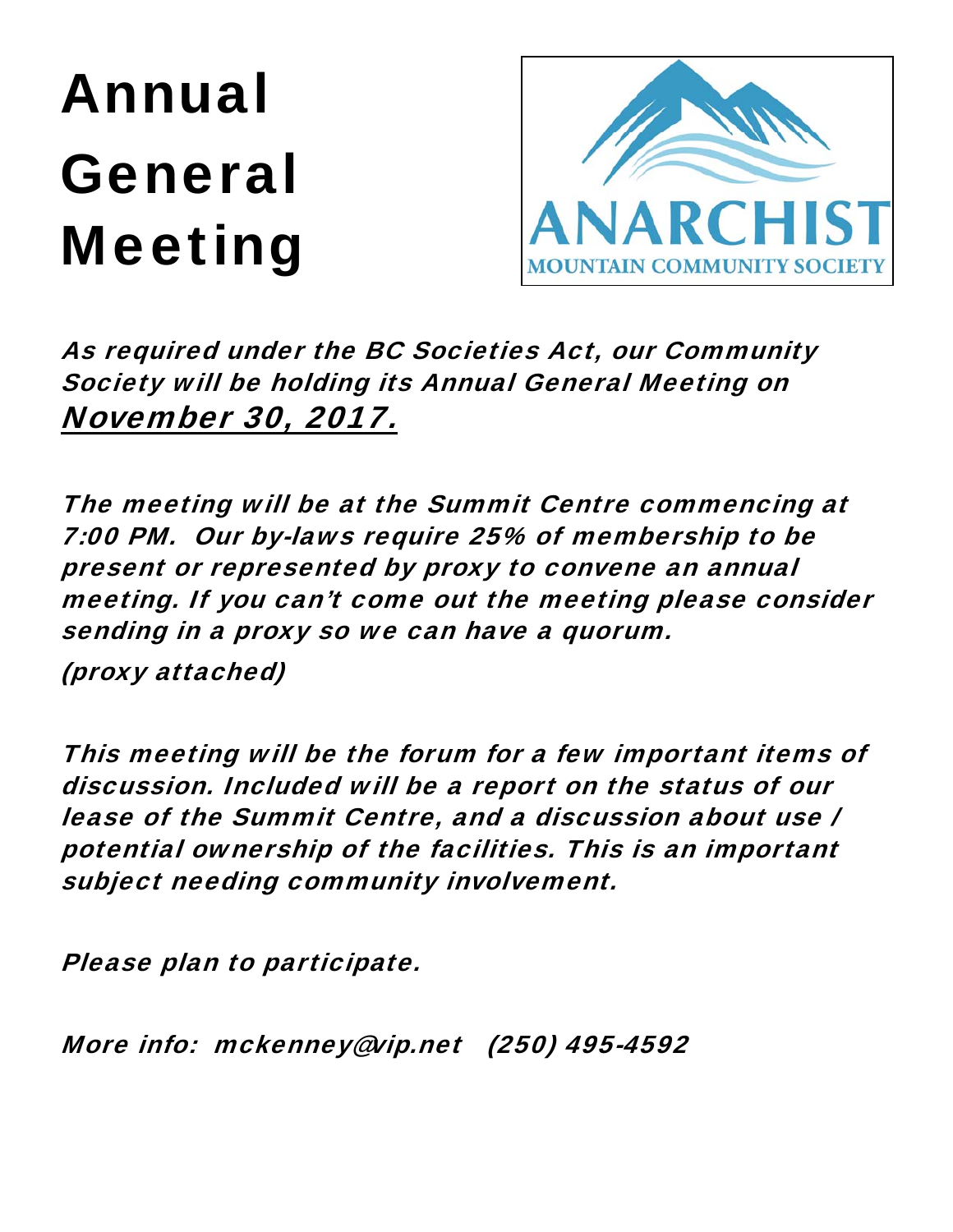# Annual General Meeting

ANARCHIST
MOUNTAIN COMMUNITY SOCIETY

*As required under the BC Societies Act, our Community Society will be holding its Annual General Meeting on* ***November 30, 2017.***

*The meeting will be at the Summit Centre commencing at 7:00 PM. Our by-laws require 25% of membership to be present or represented by proxy to convene an annual meeting. If you can't come out the meeting please consider sending in a proxy so we can have a quorum.*

*(proxy attached)*

*This meeting will be the forum for a few important items of discussion. Included will be a report on the status of our lease of the Summit Centre, and a discussion about use / potential ownership of the facilities. This is an important subject needing community involvement.*

*Please plan to participate.*

*More info: mckenney@vip.net (250) 495-4592*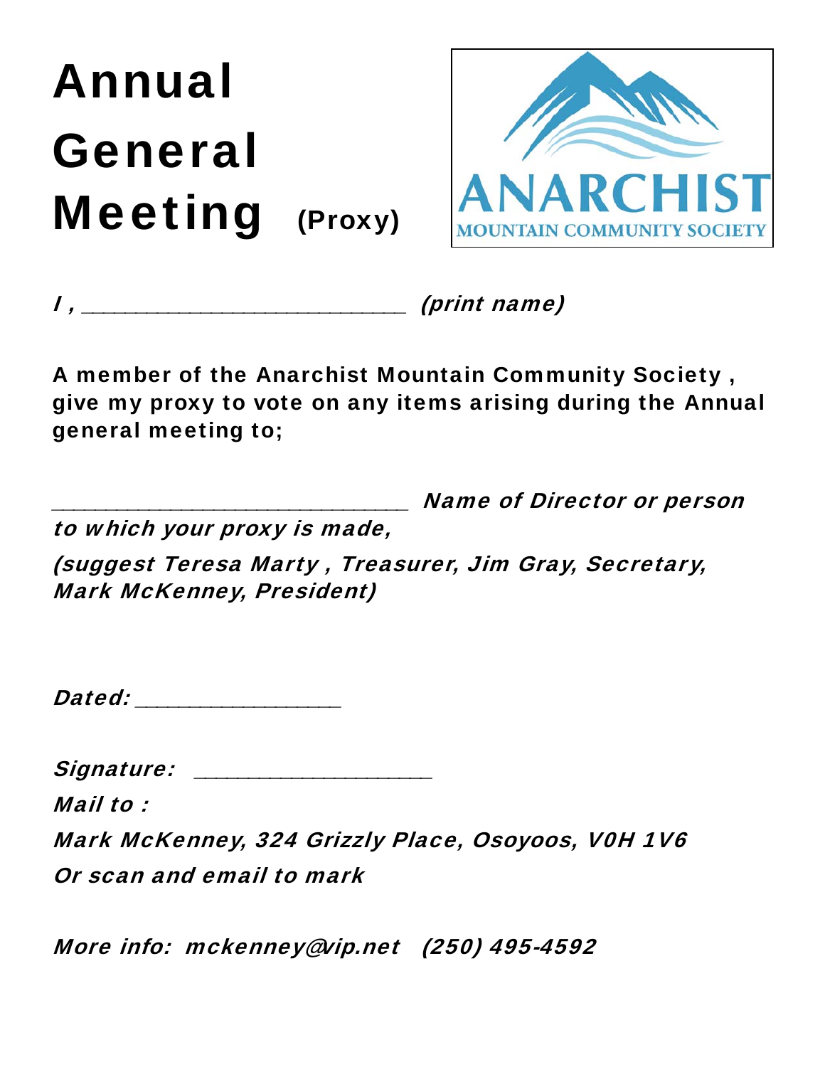# Annual General Meeting (Proxy)

ANARCHIST
MOUNTAIN COMMUNITY SOCIETY

*I , ____________________________ (print name)*

**A member of the Anarchist Mountain Community Society , give my proxy to vote on any items arising during the Annual general meeting to;**

_______________________________ ***Name of Director or person to which your proxy is made,***

***(suggest Teresa Marty , Treasurer, Jim Gray, Secretary, Mark McKenney, President)***

***Dated:*** __________________

***Signature:*** ____________________

***Mail to :***

***Mark McKenney, 324 Grizzly Place, Osoyoos, V0H 1V6***

***Or scan and email to mark***

***More info: mckenney@vip.net (250) 495-4592***